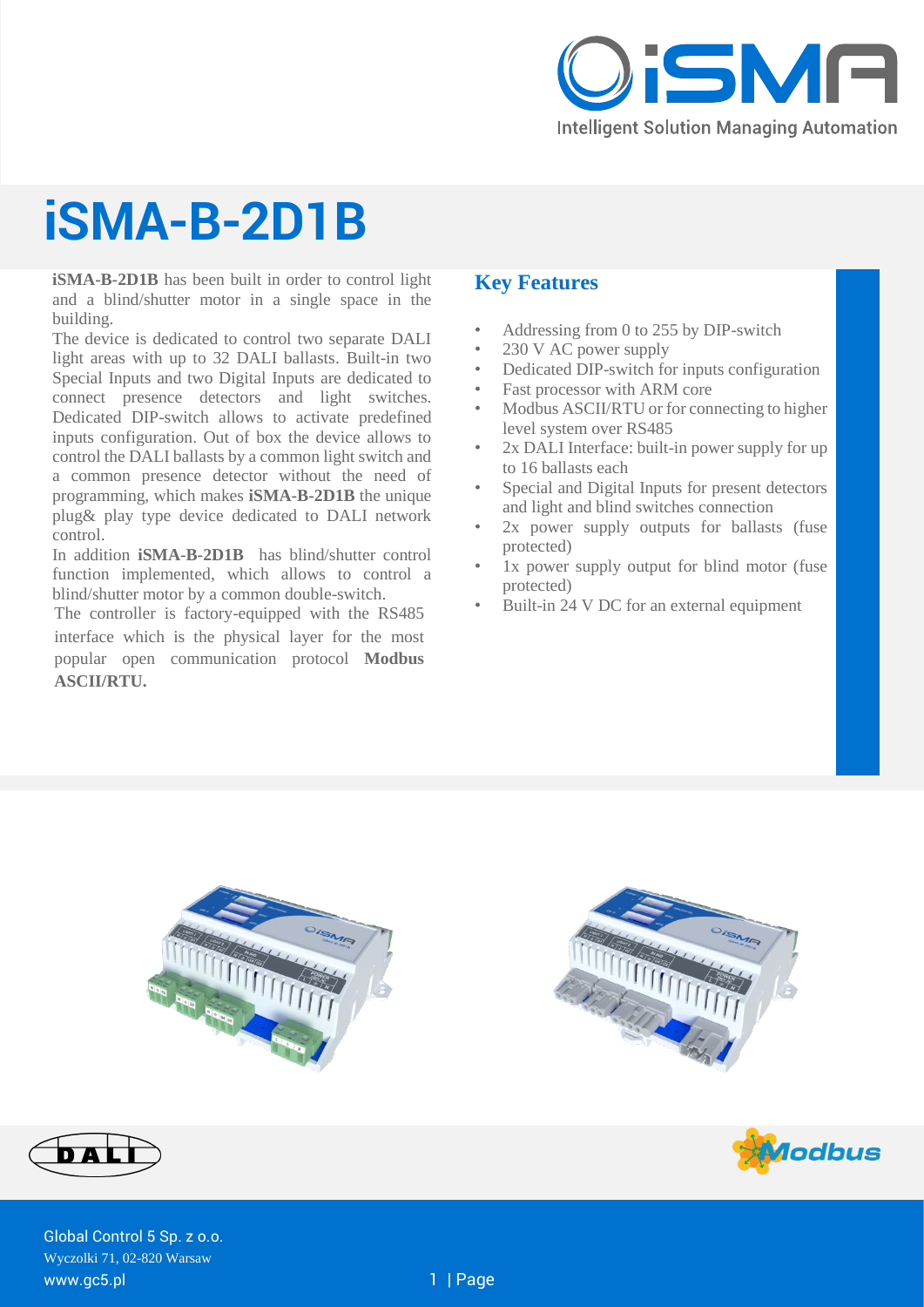# iSMA-B-2D1B

**iSMA-B-2D1B** has been built in order to control light and a blind/shutter motor in a single space in the building.

The device is dedicated to control two separate DALI light areas with up to 32 DALI ballasts. Built-in two Special Inputs and two Digital Inputs are dedicated to connect presence detectors and light switches. Dedicated DIP-switch allows to activate predefined inputs configuration. Out of box the device allows to control the DALI ballasts by a common light switch and a common presence detector without the need of programming, which makes **iSMA-B-2D1B** the unique plug& play type device dedicated to DALI network control.

In addition **iSMA-B-2D1B** has blind/shutter control function implemented, which allows to control a blind/shutter motor by a common double-switch.

The controller is factory-equipped with the RS485 interface which is the physical layer for the most popular open communication protocol **Modbus ASCII/RTU.**

## Key Features

- Addressing from 0 to 255 by DIP-switch
- 230 V AC power supply
- Dedicated DIP-switch for inputs configuration
- Fast processor with ARM core
- Modbus ASCII/RTU or for connecting to higher level system over RS485
- 2x DALI Interface: built-in power supply for up to 16 ballasts each
- Special and Digital Inputs for present detectors and light and blind switches connection
- 2x power supply outputs for ballasts (fuse protected)
- 1x power supply output for blind motor (fuse protected)
- Built-in 24 V DC for an external equipment

Global Control 5 Sp. z o.o.
Wyczolki 71, 02-820 Warsaw
www.gc5.pl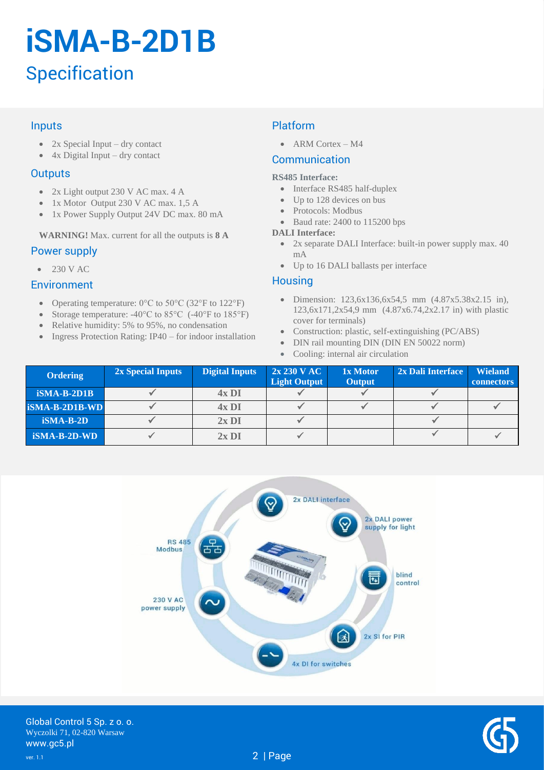# iSMA-B-2D1B

## Specification

### Inputs

- 2x Special Input – dry contact
- 4x Digital Input – dry contact

### Outputs

- 2x Light output 230 V AC max. 4 A
- 1x Motor Output 230 V AC max. 1,5 A
- 1x Power Supply Output 24V DC max. 80 mA

**WARNING!** Max. current for all the outputs is **8 A**

### Power supply

- 230 V AC

### Environment

- Operating temperature: 0°C to 50°C (32°F to 122°F)
- Storage temperature: -40°C to 85°C (-40°F to 185°F)
- Relative humidity: 5% to 95%, no condensation
- Ingress Protection Rating: IP40 – for indoor installation

### Platform

- ARM Cortex – M4

### Communication

**RS485 Interface:**

- Interface RS485 half-duplex
- Up to 128 devices on bus
- Protocols: Modbus
- Baud rate: 2400 to 115200 bps

**DALI Interface:**

- 2x separate DALI Interface: built-in power supply max. 40 mA
- Up to 16 DALI ballasts per interface

### Housing

- Dimension: 123,6x136,6x54,5 mm (4.87x5.38x2.15 in), 123,6x171,2x54,9 mm (4.87x6.74,2x2.17 in) with plastic cover for terminals)
- Construction: plastic, self-extinguishing (PC/ABS)
- DIN rail mounting DIN (DIN EN 50022 norm)
- Cooling: internal air circulation

| Ordering | 2x Special Inputs | Digital Inputs | 2x 230 V AC Light Output | 1x Motor Output | 2x Dali Interface | Wieland connectors |
|---|---|---|---|---|---|---|
| iSMA-B-2D1B | ✓ | 4x DI | ✓ | ✓ | ✓ | |
| iSMA-B-2D1B-WD | ✓ | 4x DI | ✓ | ✓ | ✓ | ✓ |
| iSMA-B-2D | ✓ | 2x DI | ✓ | | ✓ | |
| iSMA-B-2D-WD | ✓ | 2x DI | ✓ | | ✓ | ✓ |

2x DALI interface
2x DALI power supply for light
RS 485 Modbus
blind control
230 V AC power supply
2x SI for PIR
4x DI for switches

Global Control 5 Sp. z o. o.
Wyczolki 71, 02-820 Warsaw
www.gc5.pl
ver. 1.1